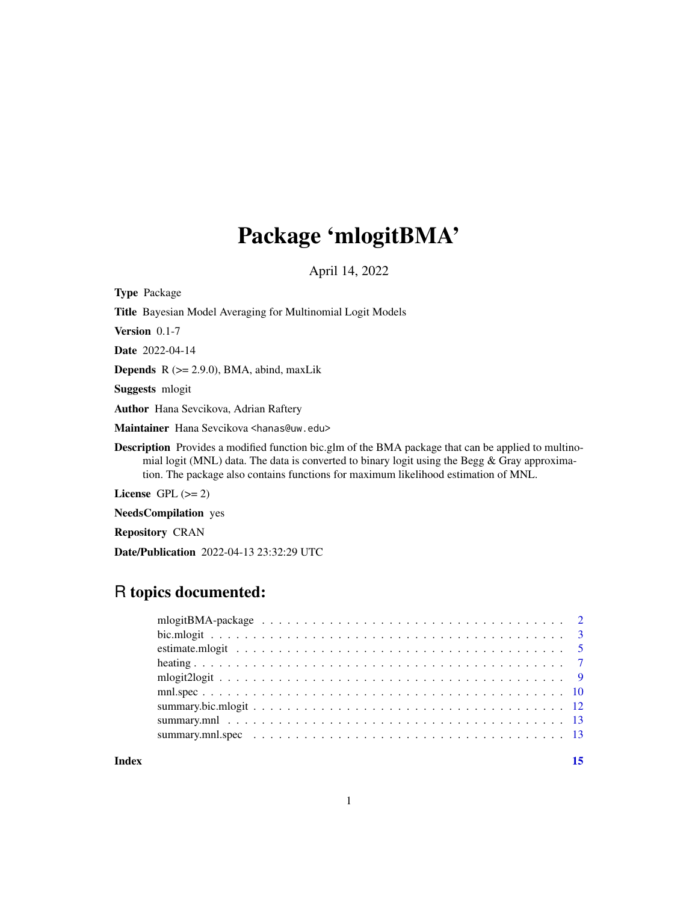# Package 'mlogitBMA'

April 14, 2022

**Type** Package

**Title** Bayesian Model Averaging for Multinomial Logit Models

**Version** 0.1-7

**Date** 2022-04-14

**Depends** R (>= 2.9.0), BMA, abind, maxLik

**Suggests** mlogit

**Author** Hana Sevcikova, Adrian Raftery

**Maintainer** Hana Sevcikova <hanas@uw.edu>

**Description** Provides a modified function bic.glm of the BMA package that can be applied to multinomial logit (MNL) data. The data is converted to binary logit using the Begg & Gray approximation. The package also contains functions for maximum likelihood estimation of MNL.

**License** GPL (>= 2)

**NeedsCompilation** yes

**Repository** CRAN

**Date/Publication** 2022-04-13 23:32:29 UTC

## R topics documented:

| | |
|---|---|
| mlogitBMA-package | 2 |
| bic.mlogit | 3 |
| estimate.mlogit | 5 |
| heating | 7 |
| mlogit2logit | 9 |
| mnl.spec | 10 |
| summary.bic.mlogit | 12 |
| summary.mnl | 13 |
| summary.mnl.spec | 13 |
| **Index** | **15** |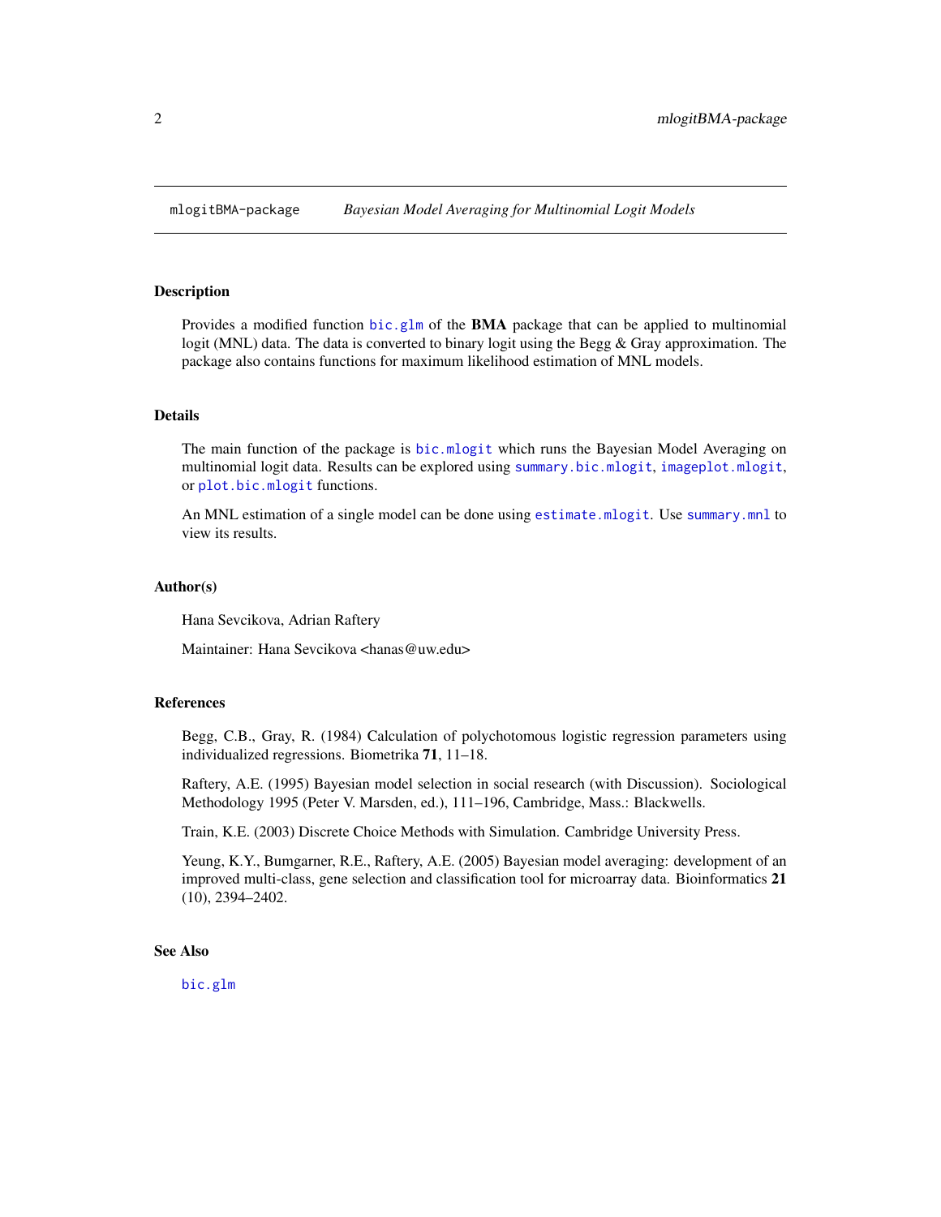mlogitBMA-package *Bayesian Model Averaging for Multinomial Logit Models*

## Description

Provides a modified function `bic.glm` of the **BMA** package that can be applied to multinomial logit (MNL) data. The data is converted to binary logit using the Begg & Gray approximation. The package also contains functions for maximum likelihood estimation of MNL models.

## Details

The main function of the package is `bic.mlogit` which runs the Bayesian Model Averaging on multinomial logit data. Results can be explored using `summary.bic.mlogit`, `imageplot.mlogit`, or `plot.bic.mlogit` functions.

An MNL estimation of a single model can be done using `estimate.mlogit`. Use `summary.mnl` to view its results.

## Author(s)

Hana Sevcikova, Adrian Raftery

Maintainer: Hana Sevcikova <hanas@uw.edu>

## References

Begg, C.B., Gray, R. (1984) Calculation of polychotomous logistic regression parameters using individualized regressions. Biometrika **71**, 11–18.

Raftery, A.E. (1995) Bayesian model selection in social research (with Discussion). Sociological Methodology 1995 (Peter V. Marsden, ed.), 111–196, Cambridge, Mass.: Blackwells.

Train, K.E. (2003) Discrete Choice Methods with Simulation. Cambridge University Press.

Yeung, K.Y., Bumgarner, R.E., Raftery, A.E. (2005) Bayesian model averaging: development of an improved multi-class, gene selection and classification tool for microarray data. Bioinformatics **21** (10), 2394–2402.

## See Also

`bic.glm`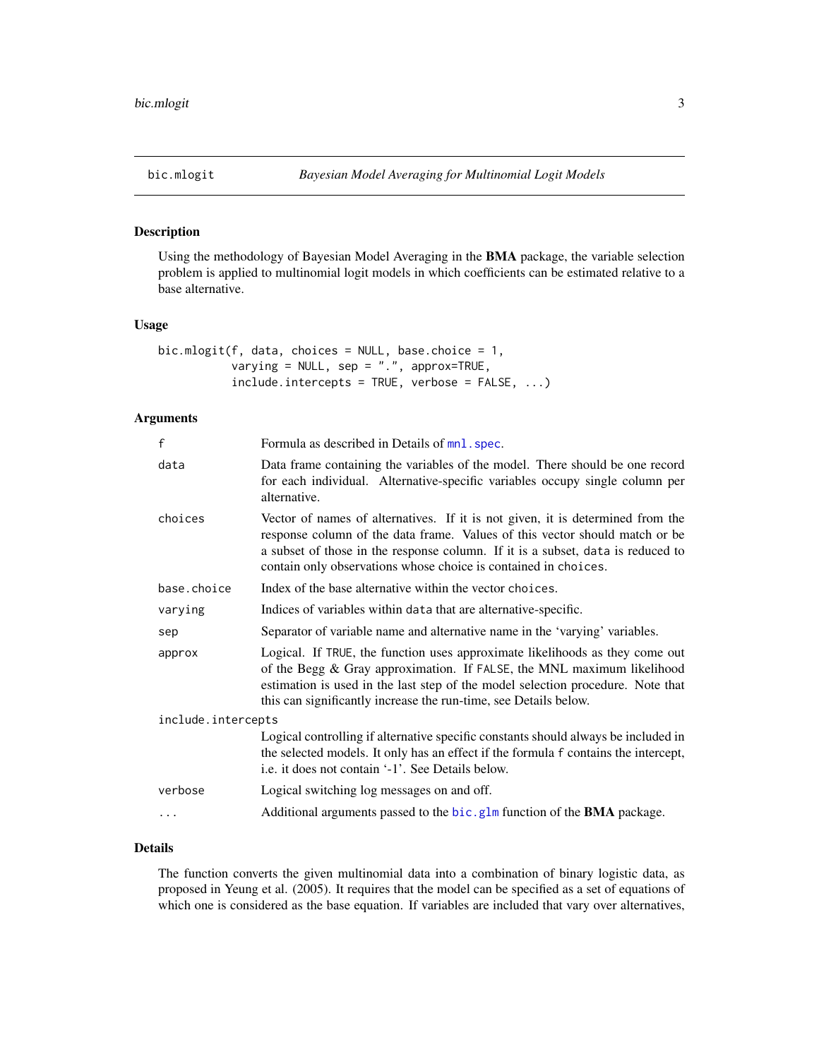## bic.mlogit — *Bayesian Model Averaging for Multinomial Logit Models*

### Description

Using the methodology of Bayesian Model Averaging in the **BMA** package, the variable selection problem is applied to multinomial logit models in which coefficients can be estimated relative to a base alternative.

### Usage

```
bic.mlogit(f, data, choices = NULL, base.choice = 1,
           varying = NULL, sep = ".", approx=TRUE,
           include.intercepts = TRUE, verbose = FALSE, ...)
```

### Arguments

| Argument | Description |
| --- | --- |
| `f` | Formula as described in Details of `mnl.spec`. |
| `data` | Data frame containing the variables of the model. There should be one record for each individual. Alternative-specific variables occupy single column per alternative. |
| `choices` | Vector of names of alternatives. If it is not given, it is determined from the response column of the data frame. Values of this vector should match or be a subset of those in the response column. If it is a subset, `data` is reduced to contain only observations whose choice is contained in `choices`. |
| `base.choice` | Index of the base alternative within the vector `choices`. |
| `varying` | Indices of variables within `data` that are alternative-specific. |
| `sep` | Separator of variable name and alternative name in the 'varying' variables. |
| `approx` | Logical. If `TRUE`, the function uses approximate likelihoods as they come out of the Begg & Gray approximation. If `FALSE`, the MNL maximum likelihood estimation is used in the last step of the model selection procedure. Note that this can significantly increase the run-time, see Details below. |
| `include.intercepts` | Logical controlling if alternative specific constants should always be included in the selected models. It only has an effect if the formula `f` contains the intercept, i.e. it does not contain '-1'. See Details below. |
| `verbose` | Logical switching log messages on and off. |
| `...` | Additional arguments passed to the `bic.glm` function of the **BMA** package. |

### Details

The function converts the given multinomial data into a combination of binary logistic data, as proposed in Yeung et al. (2005). It requires that the model can be specified as a set of equations of which one is considered as the base equation. If variables are included that vary over alternatives,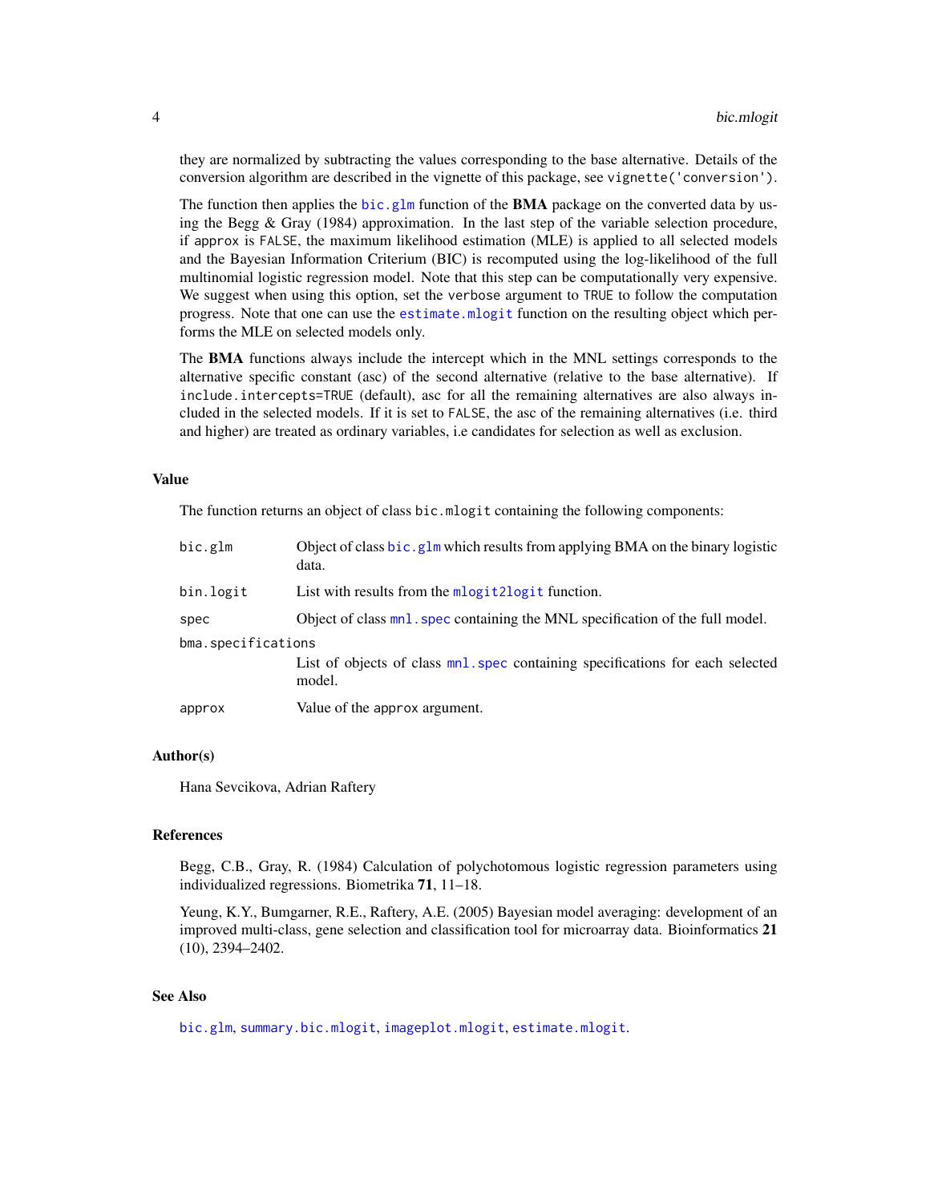they are normalized by subtracting the values corresponding to the base alternative. Details of the conversion algorithm are described in the vignette of this package, see `vignette('conversion')`.

The function then applies the `bic.glm` function of the **BMA** package on the converted data by using the Begg & Gray (1984) approximation. In the last step of the variable selection procedure, if `approx` is `FALSE`, the maximum likelihood estimation (MLE) is applied to all selected models and the Bayesian Information Criterium (BIC) is recomputed using the log-likelihood of the full multinomial logistic regression model. Note that this step can be computationally very expensive. We suggest when using this option, set the `verbose` argument to `TRUE` to follow the computation progress. Note that one can use the `estimate.mlogit` function on the resulting object which performs the MLE on selected models only.

The **BMA** functions always include the intercept which in the MNL settings corresponds to the alternative specific constant (asc) of the second alternative (relative to the base alternative). If `include.intercepts=TRUE` (default), asc for all the remaining alternatives are also always included in the selected models. If it is set to `FALSE`, the asc of the remaining alternatives (i.e. third and higher) are treated as ordinary variables, i.e candidates for selection as well as exclusion.

### Value

The function returns an object of class `bic.mlogit` containing the following components:

| | |
|---|---|
| `bic.glm` | Object of class `bic.glm` which results from applying BMA on the binary logistic data. |
| `bin.logit` | List with results from the `mlogit2logit` function. |
| `spec` | Object of class `mnl.spec` containing the MNL specification of the full model. |
| `bma.specifications` | List of objects of class `mnl.spec` containing specifications for each selected model. |
| `approx` | Value of the `approx` argument. |

### Author(s)

Hana Sevcikova, Adrian Raftery

### References

Begg, C.B., Gray, R. (1984) Calculation of polychotomous logistic regression parameters using individualized regressions. Biometrika **71**, 11–18.

Yeung, K.Y., Bumgarner, R.E., Raftery, A.E. (2005) Bayesian model averaging: development of an improved multi-class, gene selection and classification tool for microarray data. Bioinformatics **21** (10), 2394–2402.

### See Also

`bic.glm`, `summary.bic.mlogit`, `imageplot.mlogit`, `estimate.mlogit`.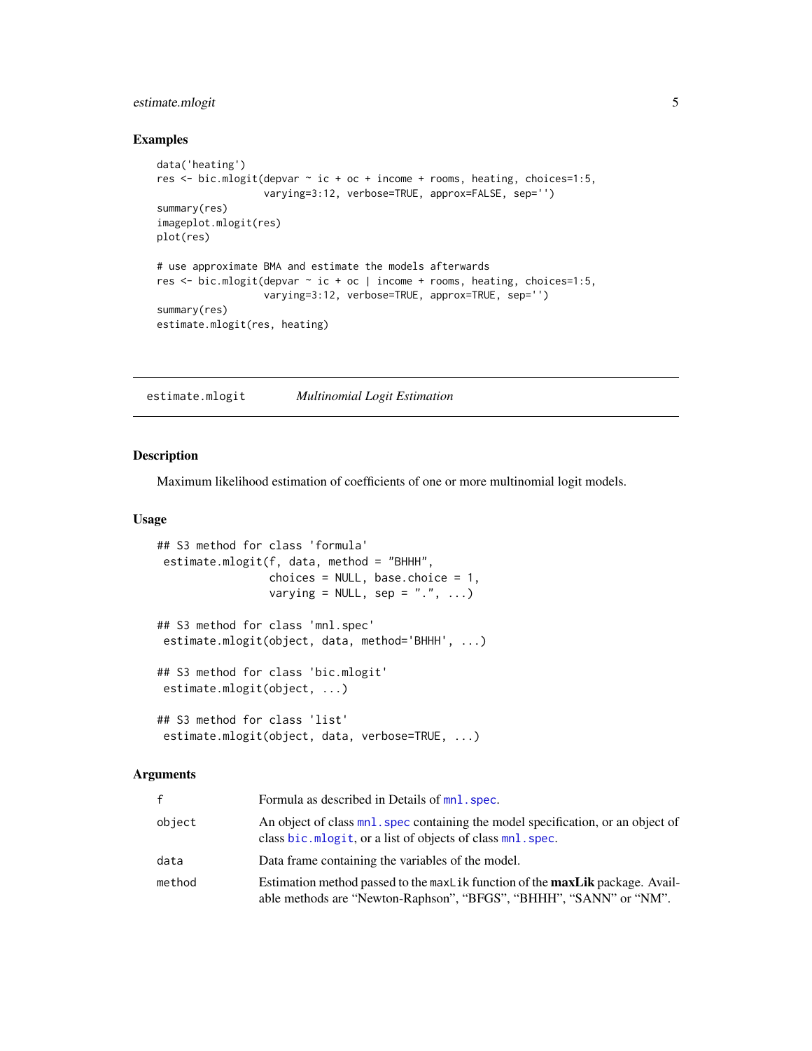### Examples

```
data('heating')
res <- bic.mlogit(depvar ~ ic + oc + income + rooms, heating, choices=1:5,
                  varying=3:12, verbose=TRUE, approx=FALSE, sep='')
summary(res)
imageplot.mlogit(res)
plot(res)

# use approximate BMA and estimate the models afterwards
res <- bic.mlogit(depvar ~ ic + oc | income + rooms, heating, choices=1:5,
                  varying=3:12, verbose=TRUE, approx=TRUE, sep='')
summary(res)
estimate.mlogit(res, heating)
```

---

## estimate.mlogit — *Multinomial Logit Estimation*

---

### Description

Maximum likelihood estimation of coefficients of one or more multinomial logit models.

### Usage

```
## S3 method for class 'formula'
 estimate.mlogit(f, data, method = "BHHH",
                 choices = NULL, base.choice = 1,
                 varying = NULL, sep = ".", ...)

## S3 method for class 'mnl.spec'
 estimate.mlogit(object, data, method='BHHH', ...)

## S3 method for class 'bic.mlogit'
 estimate.mlogit(object, ...)

## S3 method for class 'list'
 estimate.mlogit(object, data, verbose=TRUE, ...)
```

### Arguments

| | |
|---|---|
| `f` | Formula as described in Details of `mnl.spec`. |
| `object` | An object of class `mnl.spec` containing the model specification, or an object of class `bic.mlogit`, or a list of objects of class `mnl.spec`. |
| `data` | Data frame containing the variables of the model. |
| `method` | Estimation method passed to the `maxLik` function of the **maxLik** package. Available methods are "Newton-Raphson", "BFGS", "BHHH", "SANN" or "NM". |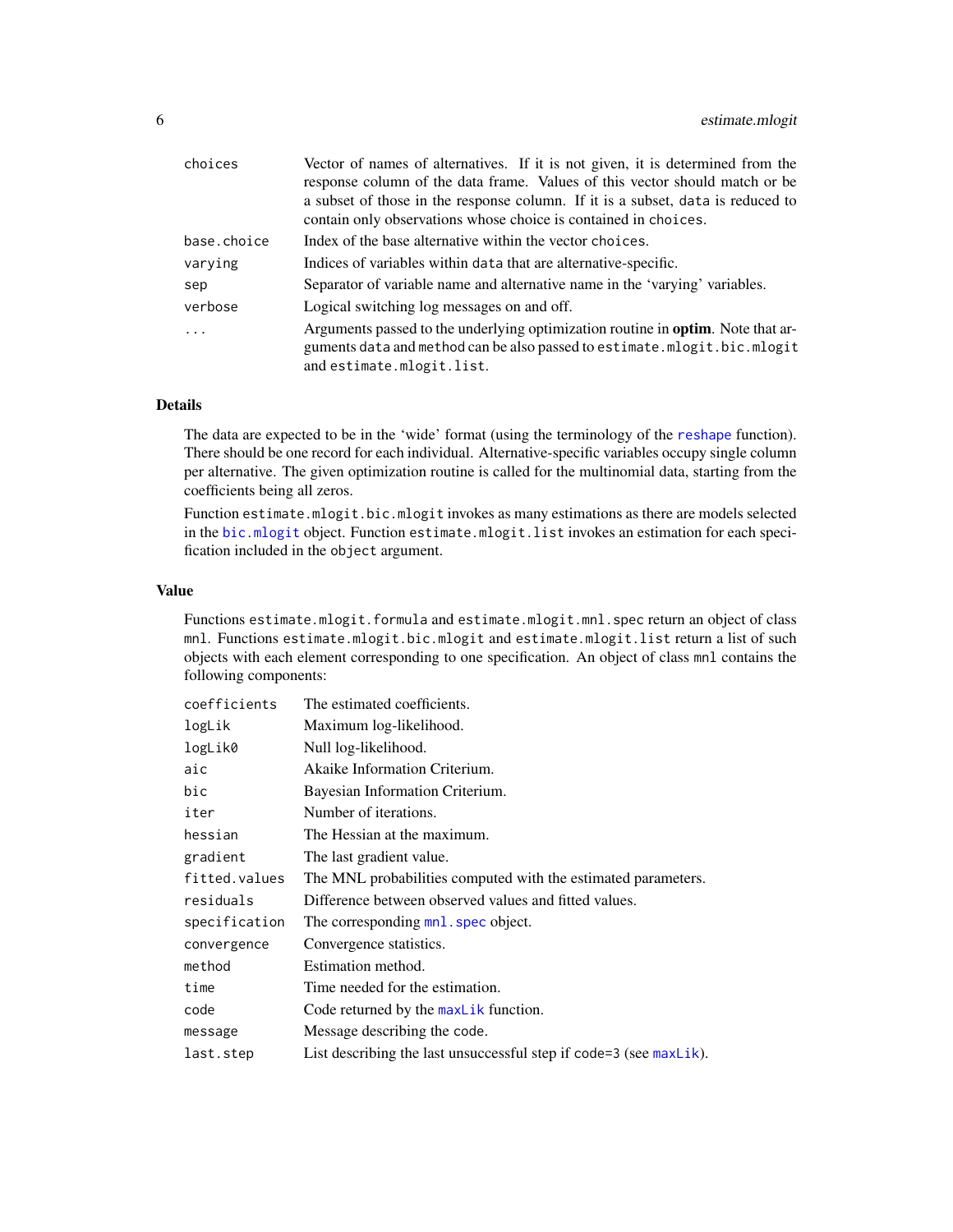| | |
|---|---|
| choices | Vector of names of alternatives. If it is not given, it is determined from the response column of the data frame. Values of this vector should match or be a subset of those in the response column. If it is a subset, data is reduced to contain only observations whose choice is contained in choices. |
| base.choice | Index of the base alternative within the vector choices. |
| varying | Indices of variables within data that are alternative-specific. |
| sep | Separator of variable name and alternative name in the 'varying' variables. |
| verbose | Logical switching log messages on and off. |
| ... | Arguments passed to the underlying optimization routine in **optim**. Note that arguments data and method can be also passed to estimate.mlogit.bic.mlogit and estimate.mlogit.list. |

## Details

The data are expected to be in the 'wide' format (using the terminology of the reshape function). There should be one record for each individual. Alternative-specific variables occupy single column per alternative. The given optimization routine is called for the multinomial data, starting from the coefficients being all zeros.

Function estimate.mlogit.bic.mlogit invokes as many estimations as there are models selected in the bic.mlogit object. Function estimate.mlogit.list invokes an estimation for each specification included in the object argument.

## Value

Functions estimate.mlogit.formula and estimate.mlogit.mnl.spec return an object of class mnl. Functions estimate.mlogit.bic.mlogit and estimate.mlogit.list return a list of such objects with each element corresponding to one specification. An object of class mnl contains the following components:

| | |
|---|---|
| coefficients | The estimated coefficients. |
| logLik | Maximum log-likelihood. |
| logLik0 | Null log-likelihood. |
| aic | Akaike Information Criterium. |
| bic | Bayesian Information Criterium. |
| iter | Number of iterations. |
| hessian | The Hessian at the maximum. |
| gradient | The last gradient value. |
| fitted.values | The MNL probabilities computed with the estimated parameters. |
| residuals | Difference between observed values and fitted values. |
| specification | The corresponding mnl.spec object. |
| convergence | Convergence statistics. |
| method | Estimation method. |
| time | Time needed for the estimation. |
| code | Code returned by the maxLik function. |
| message | Message describing the code. |
| last.step | List describing the last unsuccessful step if code=3 (see maxLik). |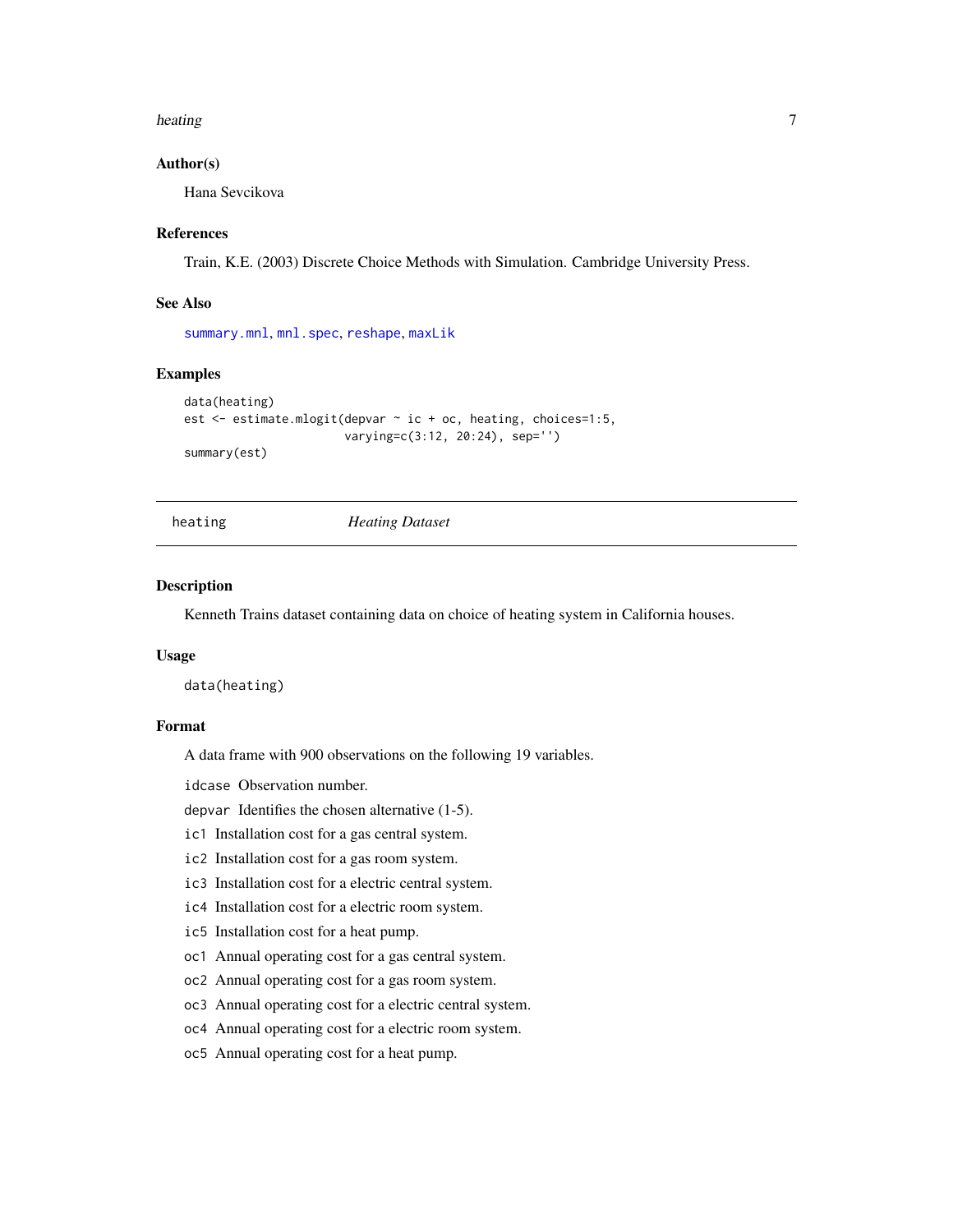### Author(s)

Hana Sevcikova

### References

Train, K.E. (2003) Discrete Choice Methods with Simulation. Cambridge University Press.

### See Also

summary.mnl, mnl.spec, reshape, maxLik

### Examples

```
data(heating)
est <- estimate.mlogit(depvar ~ ic + oc, heating, choices=1:5,
                       varying=c(3:12, 20:24), sep='')
summary(est)
```

---

## heating — *Heating Dataset*

---

### Description

Kenneth Trains dataset containing data on choice of heating system in California houses.

### Usage

```
data(heating)
```

### Format

A data frame with 900 observations on the following 19 variables.

- `idcase` Observation number.
- `depvar` Identifies the chosen alternative (1-5).
- `ic1` Installation cost for a gas central system.
- `ic2` Installation cost for a gas room system.
- `ic3` Installation cost for a electric central system.
- `ic4` Installation cost for a electric room system.
- `ic5` Installation cost for a heat pump.
- `oc1` Annual operating cost for a gas central system.
- `oc2` Annual operating cost for a gas room system.
- `oc3` Annual operating cost for a electric central system.
- `oc4` Annual operating cost for a electric room system.
- `oc5` Annual operating cost for a heat pump.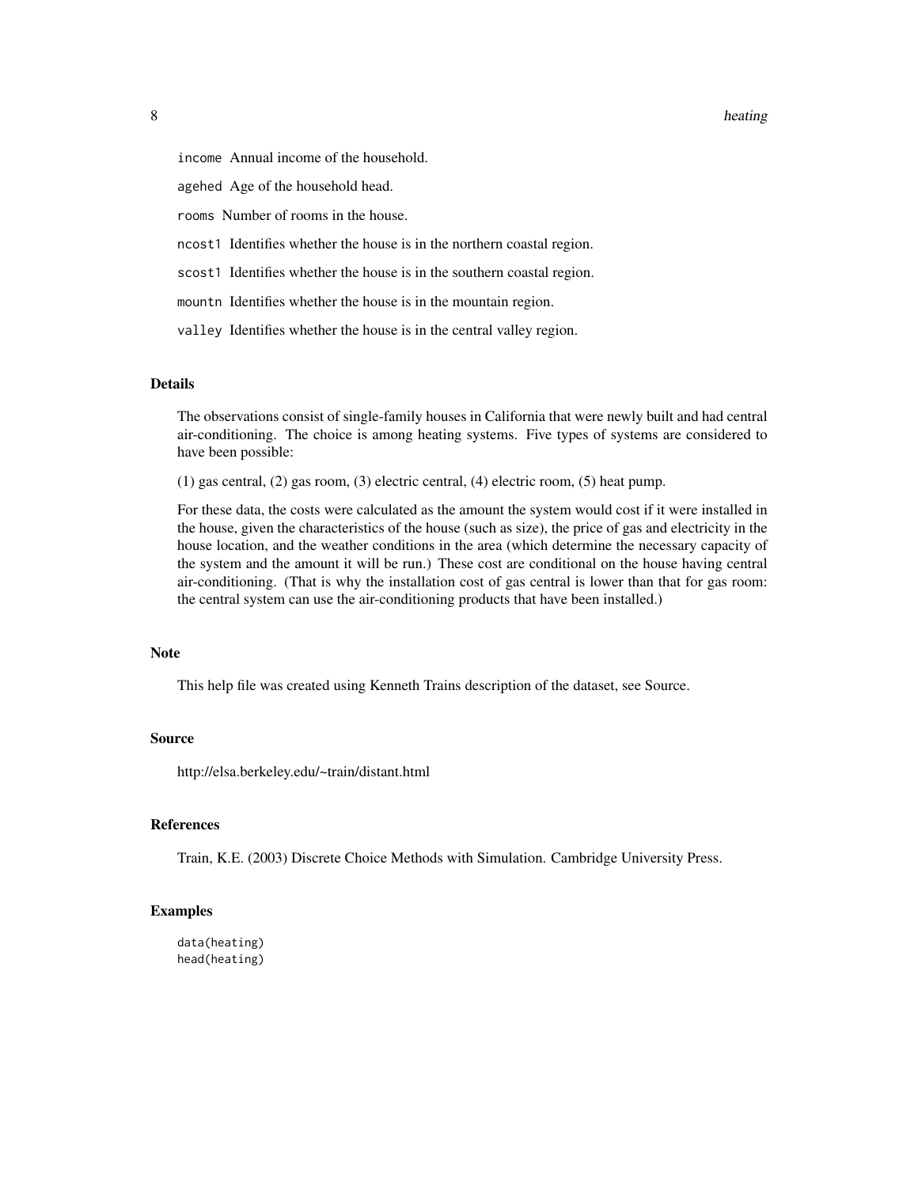income Annual income of the household.

agehed Age of the household head.

rooms Number of rooms in the house.

ncost1 Identifies whether the house is in the northern coastal region.

scost1 Identifies whether the house is in the southern coastal region.

mountn Identifies whether the house is in the mountain region.

valley Identifies whether the house is in the central valley region.

## Details

The observations consist of single-family houses in California that were newly built and had central air-conditioning. The choice is among heating systems. Five types of systems are considered to have been possible:

(1) gas central, (2) gas room, (3) electric central, (4) electric room, (5) heat pump.

For these data, the costs were calculated as the amount the system would cost if it were installed in the house, given the characteristics of the house (such as size), the price of gas and electricity in the house location, and the weather conditions in the area (which determine the necessary capacity of the system and the amount it will be run.) These cost are conditional on the house having central air-conditioning. (That is why the installation cost of gas central is lower than that for gas room: the central system can use the air-conditioning products that have been installed.)

## Note

This help file was created using Kenneth Trains description of the dataset, see Source.

## Source

http://elsa.berkeley.edu/~train/distant.html

## References

Train, K.E. (2003) Discrete Choice Methods with Simulation. Cambridge University Press.

## Examples

```
data(heating)
head(heating)
```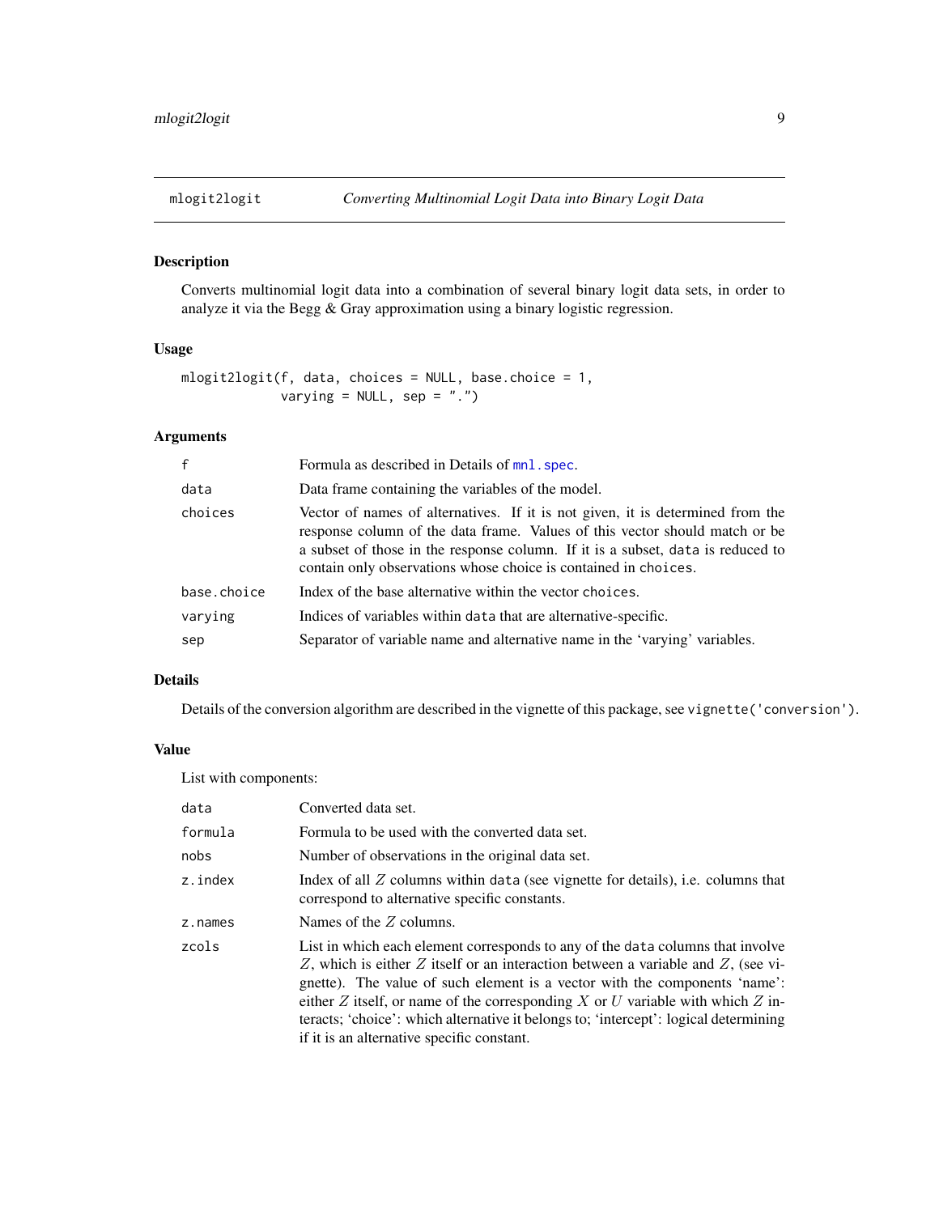## mlogit2logit — *Converting Multinomial Logit Data into Binary Logit Data*

### Description

Converts multinomial logit data into a combination of several binary logit data sets, in order to analyze it via the Begg & Gray approximation using a binary logistic regression.

### Usage

```
mlogit2logit(f, data, choices = NULL, base.choice = 1,
             varying = NULL, sep = ".")
```

### Arguments

| | |
|---|---|
| `f` | Formula as described in Details of `mnl.spec`. |
| `data` | Data frame containing the variables of the model. |
| `choices` | Vector of names of alternatives. If it is not given, it is determined from the response column of the data frame. Values of this vector should match or be a subset of those in the response column. If it is a subset, `data` is reduced to contain only observations whose choice is contained in `choices`. |
| `base.choice` | Index of the base alternative within the vector `choices`. |
| `varying` | Indices of variables within `data` that are alternative-specific. |
| `sep` | Separator of variable name and alternative name in the 'varying' variables. |

### Details

Details of the conversion algorithm are described in the vignette of this package, see `vignette('conversion')`.

### Value

List with components:

| | |
|---|---|
| `data` | Converted data set. |
| `formula` | Formula to be used with the converted data set. |
| `nobs` | Number of observations in the original data set. |
| `z.index` | Index of all $Z$ columns within `data` (see vignette for details), i.e. columns that correspond to alternative specific constants. |
| `z.names` | Names of the $Z$ columns. |
| `zcols` | List in which each element corresponds to any of the `data` columns that involve $Z$, which is either $Z$ itself or an interaction between a variable and $Z$, (see vignette). The value of such element is a vector with the components 'name': either $Z$ itself, or name of the corresponding $X$ or $U$ variable with which $Z$ interacts; 'choice': which alternative it belongs to; 'intercept': logical determining if it is an alternative specific constant. |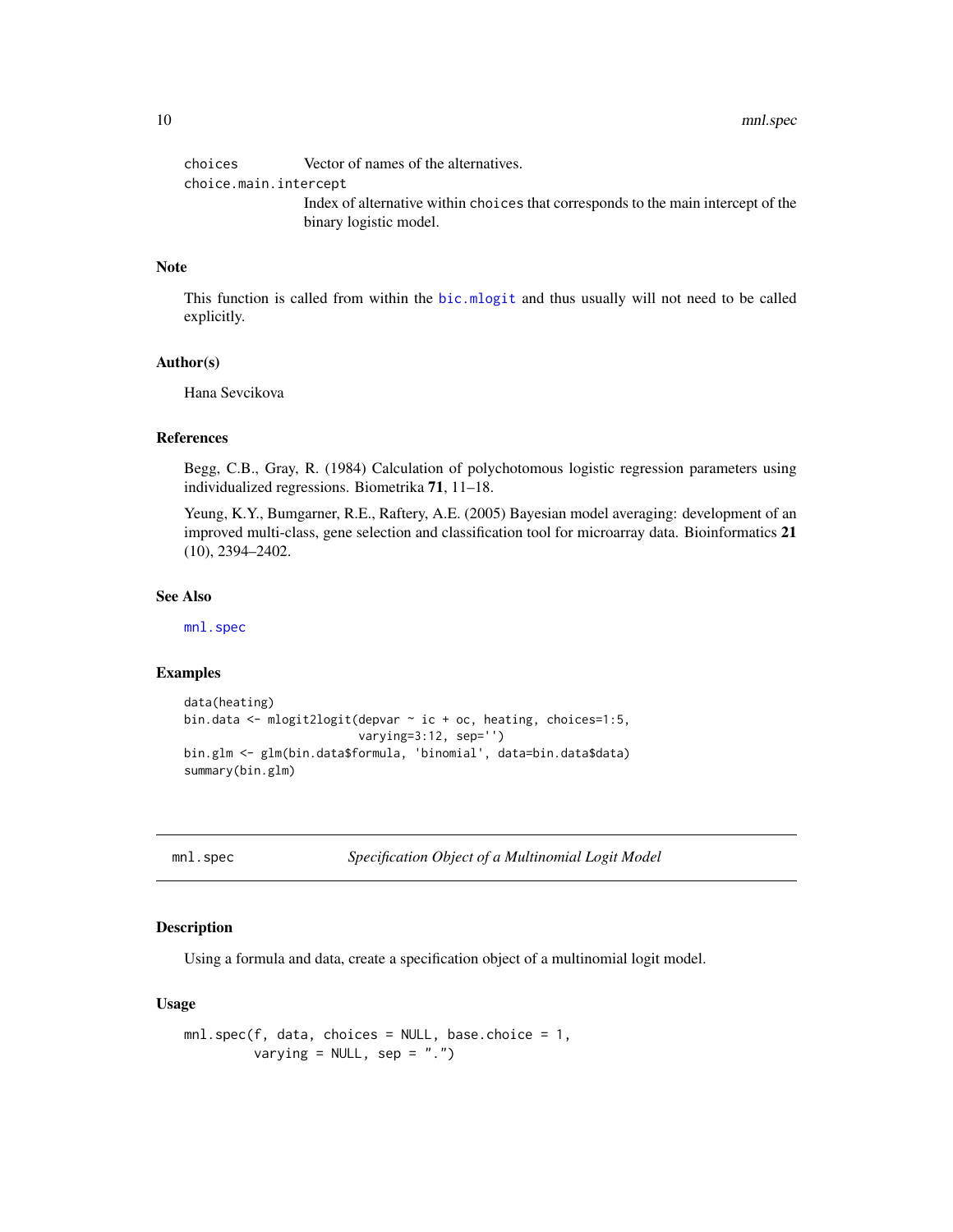| | |
|---|---|
| `choices` | Vector of names of the alternatives. |
| `choice.main.intercept` | Index of alternative within `choices` that corresponds to the main intercept of the binary logistic model. |

### Note

This function is called from within the `bic.mlogit` and thus usually will not need to be called explicitly.

### Author(s)

Hana Sevcikova

### References

Begg, C.B., Gray, R. (1984) Calculation of polychotomous logistic regression parameters using individualized regressions. Biometrika **71**, 11–18.

Yeung, K.Y., Bumgarner, R.E., Raftery, A.E. (2005) Bayesian model averaging: development of an improved multi-class, gene selection and classification tool for microarray data. Bioinformatics **21** (10), 2394–2402.

### See Also

`mnl.spec`

### Examples

```
data(heating)
bin.data <- mlogit2logit(depvar ~ ic + oc, heating, choices=1:5,
                         varying=3:12, sep='')
bin.glm <- glm(bin.data$formula, 'binomial', data=bin.data$data)
summary(bin.glm)
```

---

## `mnl.spec` — *Specification Object of a Multinomial Logit Model*

---

### Description

Using a formula and data, create a specification object of a multinomial logit model.

### Usage

```
mnl.spec(f, data, choices = NULL, base.choice = 1,
         varying = NULL, sep = ".")
```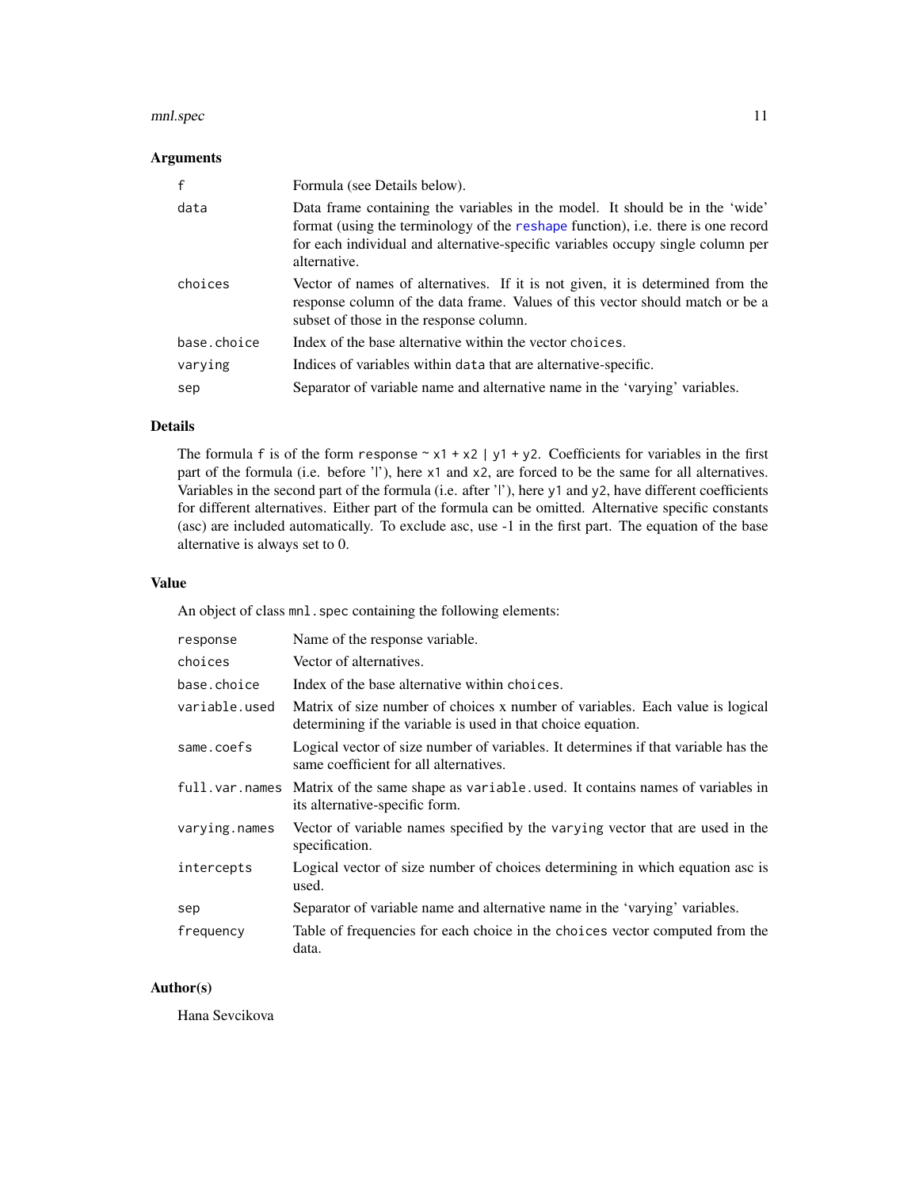## Arguments

| | |
|---|---|
| `f` | Formula (see Details below). |
| `data` | Data frame containing the variables in the model. It should be in the 'wide' format (using the terminology of the reshape function), i.e. there is one record for each individual and alternative-specific variables occupy single column per alternative. |
| `choices` | Vector of names of alternatives. If it is not given, it is determined from the response column of the data frame. Values of this vector should match or be a subset of those in the response column. |
| `base.choice` | Index of the base alternative within the vector `choices`. |
| `varying` | Indices of variables within `data` that are alternative-specific. |
| `sep` | Separator of variable name and alternative name in the 'varying' variables. |

## Details

The formula `f` is of the form `response ~ x1 + x2 | y1 + y2`. Coefficients for variables in the first part of the formula (i.e. before '|'), here `x1` and `x2`, are forced to be the same for all alternatives. Variables in the second part of the formula (i.e. after '|'), here `y1` and `y2`, have different coefficients for different alternatives. Either part of the formula can be omitted. Alternative specific constants (asc) are included automatically. To exclude asc, use -1 in the first part. The equation of the base alternative is always set to 0.

## Value

An object of class `mnl.spec` containing the following elements:

| | |
|---|---|
| `response` | Name of the response variable. |
| `choices` | Vector of alternatives. |
| `base.choice` | Index of the base alternative within `choices`. |
| `variable.used` | Matrix of size number of choices x number of variables. Each value is logical determining if the variable is used in that choice equation. |
| `same.coefs` | Logical vector of size number of variables. It determines if that variable has the same coefficient for all alternatives. |
| `full.var.names` | Matrix of the same shape as `variable.used`. It contains names of variables in its alternative-specific form. |
| `varying.names` | Vector of variable names specified by the `varying` vector that are used in the specification. |
| `intercepts` | Logical vector of size number of choices determining in which equation asc is used. |
| `sep` | Separator of variable name and alternative name in the 'varying' variables. |
| `frequency` | Table of frequencies for each choice in the `choices` vector computed from the data. |

## Author(s)

Hana Sevcikova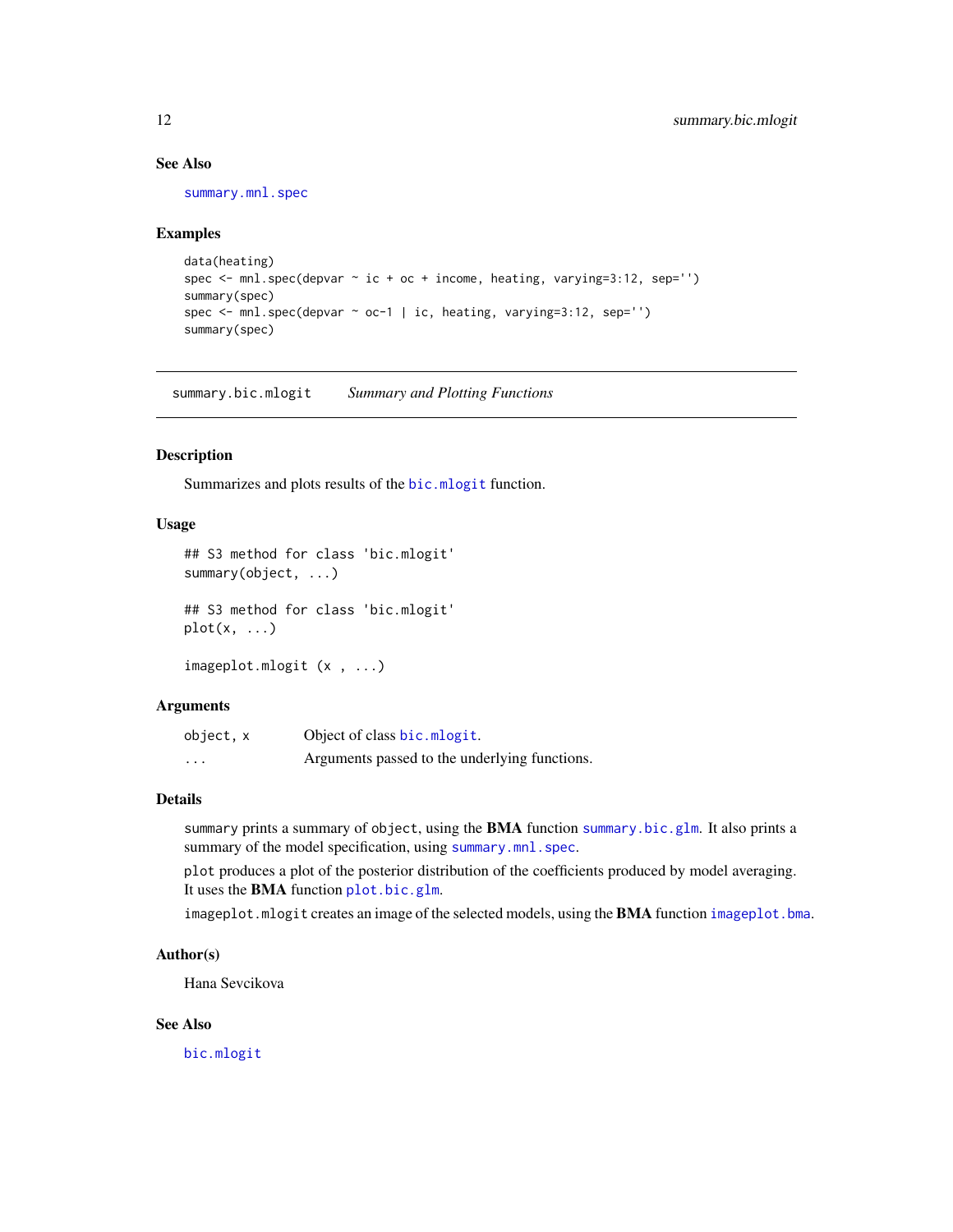### See Also

summary.mnl.spec

### Examples

```
data(heating)
spec <- mnl.spec(depvar ~ ic + oc + income, heating, varying=3:12, sep='')
summary(spec)
spec <- mnl.spec(depvar ~ oc-1 | ic, heating, varying=3:12, sep='')
summary(spec)
```

---

## summary.bic.mlogit *Summary and Plotting Functions*

---

### Description

Summarizes and plots results of the bic.mlogit function.

### Usage

```
## S3 method for class 'bic.mlogit'
summary(object, ...)

## S3 method for class 'bic.mlogit'
plot(x, ...)

imageplot.mlogit (x , ...)
```

### Arguments

| | |
|---|---|
| object, x | Object of class bic.mlogit. |
| ... | Arguments passed to the underlying functions. |

### Details

summary prints a summary of object, using the **BMA** function summary.bic.glm. It also prints a summary of the model specification, using summary.mnl.spec.

plot produces a plot of the posterior distribution of the coefficients produced by model averaging. It uses the **BMA** function plot.bic.glm.

imageplot.mlogit creates an image of the selected models, using the **BMA** function imageplot.bma.

### Author(s)

Hana Sevcikova

### See Also

bic.mlogit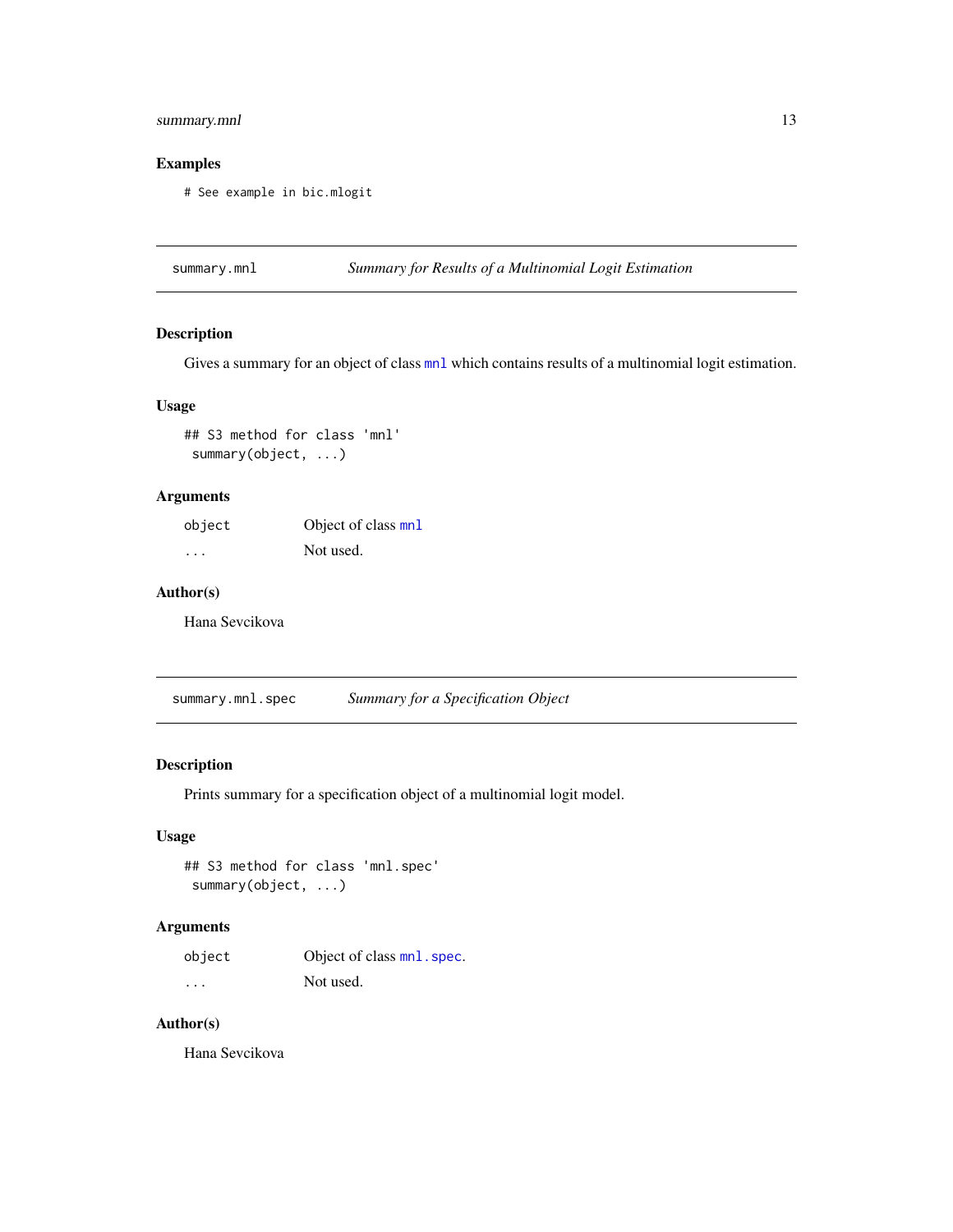## Examples

```
# See example in bic.mlogit
```

---

## summary.mnl — *Summary for Results of a Multinomial Logit Estimation*

### Description

Gives a summary for an object of class `mnl` which contains results of a multinomial logit estimation.

### Usage

```
## S3 method for class 'mnl'
 summary(object, ...)
```

### Arguments

| | |
|---|---|
| `object` | Object of class `mnl` |
| `...` | Not used. |

### Author(s)

Hana Sevcikova

---

## summary.mnl.spec — *Summary for a Specification Object*

### Description

Prints summary for a specification object of a multinomial logit model.

### Usage

```
## S3 method for class 'mnl.spec'
 summary(object, ...)
```

### Arguments

| | |
|---|---|
| `object` | Object of class `mnl.spec`. |
| `...` | Not used. |

### Author(s)

Hana Sevcikova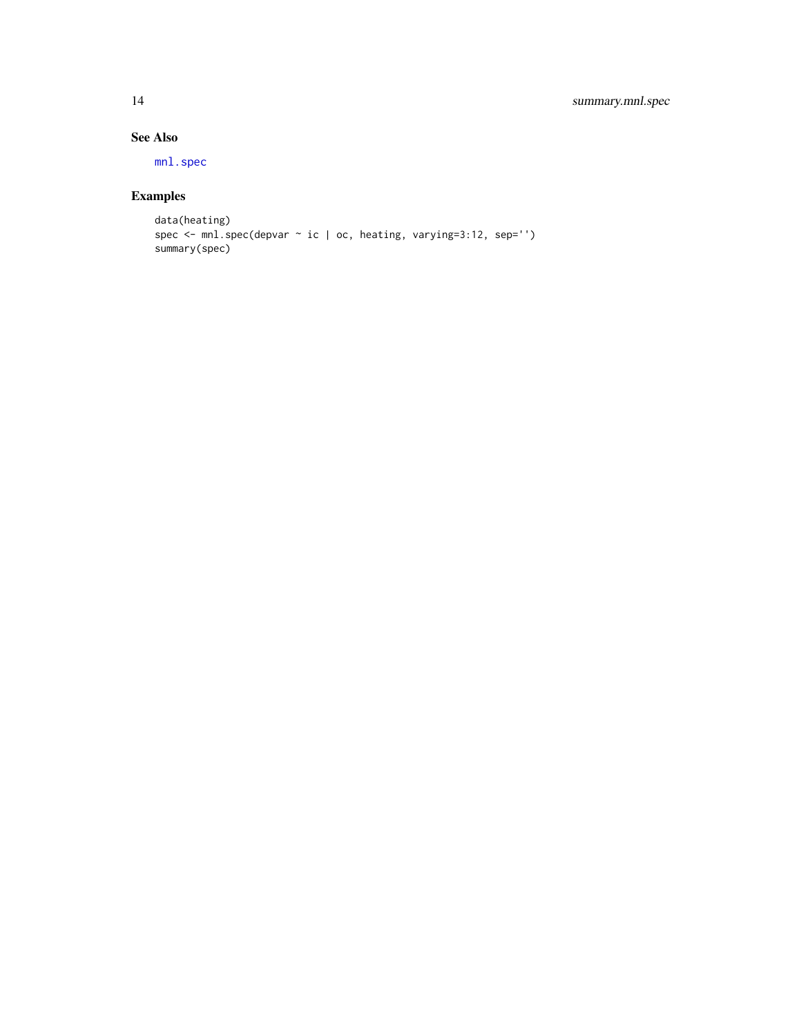## See Also

mnl.spec

## Examples

```
data(heating)
spec <- mnl.spec(depvar ~ ic | oc, heating, varying=3:12, sep='')
summary(spec)
```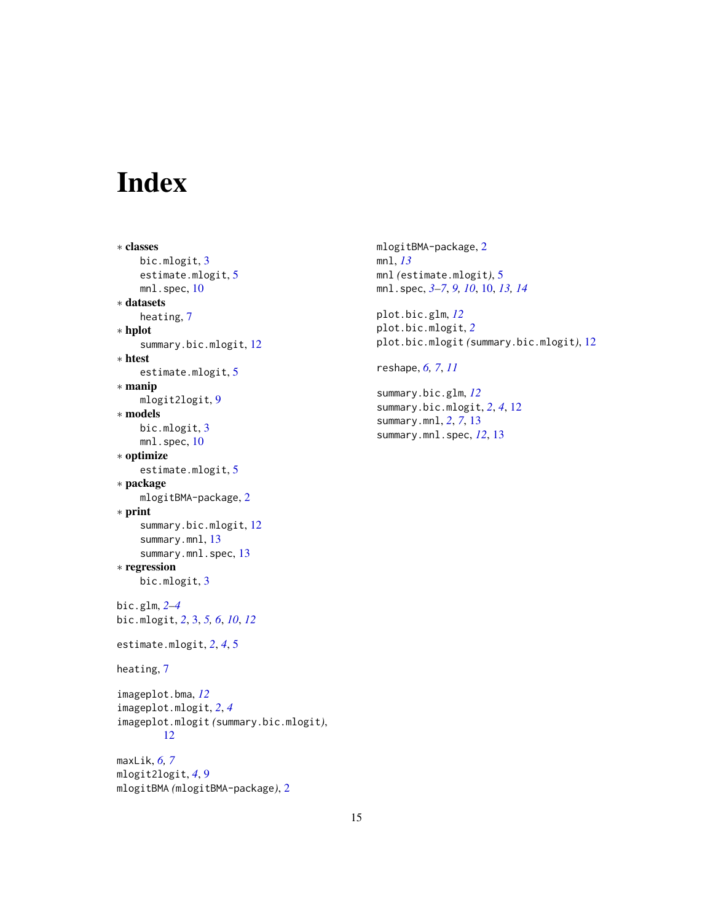# Index

∗ **classes**
  bic.mlogit, 3
  estimate.mlogit, 5
  mnl.spec, 10

∗ **datasets**
  heating, 7

∗ **hplot**
  summary.bic.mlogit, 12

∗ **htest**
  estimate.mlogit, 5

∗ **manip**
  mlogit2logit, 9

∗ **models**
  bic.mlogit, 3
  mnl.spec, 10

∗ **optimize**
  estimate.mlogit, 5

∗ **package**
  mlogitBMA-package, 2

∗ **print**
  summary.bic.mlogit, 12
  summary.mnl, 13
  summary.mnl.spec, 13

∗ **regression**
  bic.mlogit, 3

bic.glm, *2–4*
bic.mlogit, *2*, 3, *5, 6*, *10*, *12*

estimate.mlogit, *2*, *4*, 5

heating, 7

imageplot.bma, *12*
imageplot.mlogit, *2*, *4*
imageplot.mlogit *(*summary.bic.mlogit*)*, 12

maxLik, *6, 7*
mlogit2logit, *4*, 9
mlogitBMA *(*mlogitBMA-package*)*, 2
mlogitBMA-package, 2
mnl, *13*
mnl *(*estimate.mlogit*)*, 5
mnl.spec, *3–7*, *9, 10*, 10, *13, 14*

plot.bic.glm, *12*
plot.bic.mlogit, *2*
plot.bic.mlogit *(*summary.bic.mlogit*)*, 12

reshape, *6, 7*, *11*

summary.bic.glm, *12*
summary.bic.mlogit, *2*, *4*, 12
summary.mnl, *2*, *7*, 13
summary.mnl.spec, *12*, 13